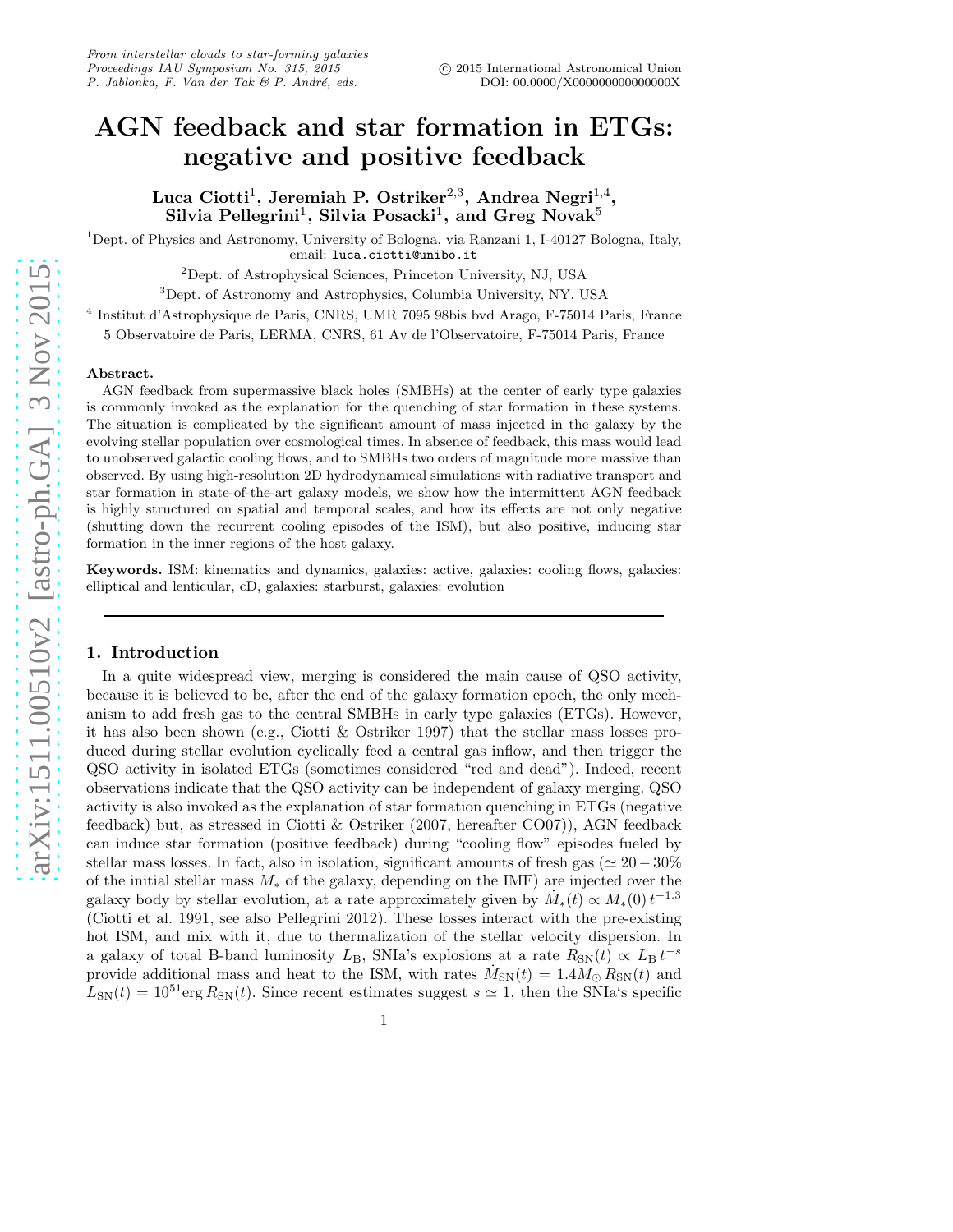# AGN feedback and star formation in ETGs: negative and positive feedback

**Luca Ciotti[1], Jeremiah P. Ostriker[2,3], Andrea Negri[1,4], Silvia Pellegrini[1], Silvia Posacki[1], and Greg Novak[5]**

[1]Dept. of Physics and Astronomy, University of Bologna, via Ranzani 1, I-40127 Bologna, Italy, email: luca.ciotti@unibo.it

[2]Dept. of Astrophysical Sciences, Princeton University, NJ, USA

[3]Dept. of Astronomy and Astrophysics, Columbia University, NY, USA

[4] Institut d'Astrophysique de Paris, CNRS, UMR 7095 98bis bvd Arago, F-75014 Paris, France

5 Observatoire de Paris, LERMA, CNRS, 61 Av de l'Observatoire, F-75014 Paris, France

**Abstract.** AGN feedback from supermassive black holes (SMBHs) at the center of early type galaxies is commonly invoked as the explanation for the quenching of star formation in these systems. The situation is complicated by the significant amount of mass injected in the galaxy by the evolving stellar population over cosmological times. In absence of feedback, this mass would lead to unobserved galactic cooling flows, and to SMBHs two orders of magnitude more massive than observed. By using high-resolution 2D hydrodynamical simulations with radiative transport and star formation in state-of-the-art galaxy models, we show how the intermittent AGN feedback is highly structured on spatial and temporal scales, and how its effects are not only negative (shutting down the recurrent cooling episodes of the ISM), but also positive, inducing star formation in the inner regions of the host galaxy.

**Keywords.** ISM: kinematics and dynamics, galaxies: active, galaxies: cooling flows, galaxies: elliptical and lenticular, cD, galaxies: starburst, galaxies: evolution

## 1. Introduction

In a quite widespread view, merging is considered the main cause of QSO activity, because it is believed to be, after the end of the galaxy formation epoch, the only mechanism to add fresh gas to the central SMBHs in early type galaxies (ETGs). However, it has also been shown (e.g., Ciotti & Ostriker 1997) that the stellar mass losses produced during stellar evolution cyclically feed a central gas inflow, and then trigger the QSO activity in isolated ETGs (sometimes considered "red and dead"). Indeed, recent observations indicate that the QSO activity can be independent of galaxy merging. QSO activity is also invoked as the explanation of star formation quenching in ETGs (negative feedback) but, as stressed in Ciotti & Ostriker (2007, hereafter CO07)), AGN feedback can induce star formation (positive feedback) during "cooling flow" episodes fueled by stellar mass losses. In fact, also in isolation, significant amounts of fresh gas ($\simeq 20-30\%$ of the initial stellar mass $M_*$ of the galaxy, depending on the IMF) are injected over the galaxy body by stellar evolution, at a rate approximately given by $\dot{M}_*(t) \propto M_*(0)\, t^{-1.3}$ (Ciotti et al. 1991, see also Pellegrini 2012). These losses interact with the pre-existing hot ISM, and mix with it, due to thermalization of the stellar velocity dispersion. In a galaxy of total B-band luminosity $L_{\rm B}$, SNIa's explosions at a rate $R_{\rm SN}(t) \propto L_{\rm B}\, t^{-s}$ provide additional mass and heat to the ISM, with rates $\dot{M}_{\rm SN}(t) = 1.4 M_\odot\, R_{\rm SN}(t)$ and $L_{\rm SN}(t) = 10^{51}{\rm erg}\, R_{\rm SN}(t)$. Since recent estimates suggest $s \simeq 1$, then the SNIa's specific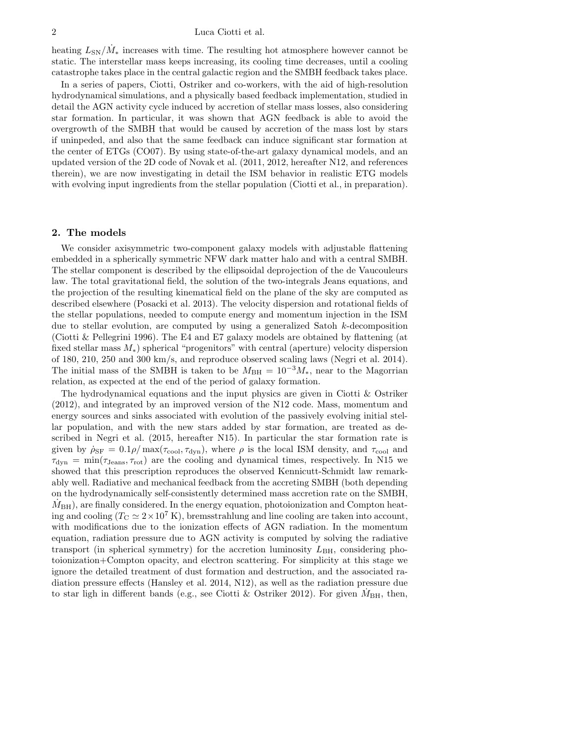heating $L_{\rm SN}/\dot{M}_*$ increases with time. The resulting hot atmosphere however cannot be static. The interstellar mass keeps increasing, its cooling time decreases, until a cooling catastrophe takes place in the central galactic region and the SMBH feedback takes place.

In a series of papers, Ciotti, Ostriker and co-workers, with the aid of high-resolution hydrodynamical simulations, and a physically based feedback implementation, studied in detail the AGN activity cycle induced by accretion of stellar mass losses, also considering star formation. In particular, it was shown that AGN feedback is able to avoid the overgrowth of the SMBH that would be caused by accretion of the mass lost by stars if unimpeded, and also that the same feedback can induce significant star formation at the center of ETGs (CO07). By using state-of-the-art galaxy dynamical models, and an updated version of the 2D code of Novak et al. (2011, 2012, hereafter N12, and references therein), we are now investigating in detail the ISM behavior in realistic ETG models with evolving input ingredients from the stellar population (Ciotti et al., in preparation).

## 2. The models

We consider axisymmetric two-component galaxy models with adjustable flattening embedded in a spherically symmetric NFW dark matter halo and with a central SMBH. The stellar component is described by the ellipsoidal deprojection of the de Vaucouleurs law. The total gravitational field, the solution of the two-integrals Jeans equations, and the projection of the resulting kinematical field on the plane of the sky are computed as described elsewhere (Posacki et al. 2013). The velocity dispersion and rotational fields of the stellar populations, needed to compute energy and momentum injection in the ISM due to stellar evolution, are computed by using a generalized Satoh $k$-decomposition (Ciotti & Pellegrini 1996). The E4 and E7 galaxy models are obtained by flattening (at fixed stellar mass $M_*$) spherical "progenitors" with central (aperture) velocity dispersion of 180, 210, 250 and 300 km/s, and reproduce observed scaling laws (Negri et al. 2014). The initial mass of the SMBH is taken to be $M_{\rm BH} = 10^{-3} M_*$, near to the Magorrian relation, as expected at the end of the period of galaxy formation.

The hydrodynamical equations and the input physics are given in Ciotti & Ostriker (2012), and integrated by an improved version of the N12 code. Mass, momentum and energy sources and sinks associated with evolution of the passively evolving initial stellar population, and with the new stars added by star formation, are treated as described in Negri et al. (2015, hereafter N15). In particular the star formation rate is given by $\dot{\rho}_{\rm SF} = 0.1\rho/\max(\tau_{\rm cool}, \tau_{\rm dyn})$, where $\rho$ is the local ISM density, and $\tau_{\rm cool}$ and $\tau_{\rm dyn} = \min(\tau_{\rm Jeans}, \tau_{\rm rot})$ are the cooling and dynamical times, respectively. In N15 we showed that this prescription reproduces the observed Kennicutt-Schmidt law remarkably well. Radiative and mechanical feedback from the accreting SMBH (both depending on the hydrodynamically self-consistently determined mass accretion rate on the SMBH, $\dot{M}_{\rm BH}$), are finally considered. In the energy equation, photoionization and Compton heating and cooling ($T_{\rm C} \simeq 2\times 10^7$ K), bremsstrahlung and line cooling are taken into account, with modifications due to the ionization effects of AGN radiation. In the momentum equation, radiation pressure due to AGN activity is computed by solving the radiative transport (in spherical symmetry) for the accretion luminosity $L_{\rm BH}$, considering photoionization+Compton opacity, and electron scattering. For simplicity at this stage we ignore the detailed treatment of dust formation and destruction, and the associated radiation pressure effects (Hansley et al. 2014, N12), as well as the radiation pressure due to star ligh in different bands (e.g., see Ciotti & Ostriker 2012). For given $\dot{M}_{\rm BH}$, then,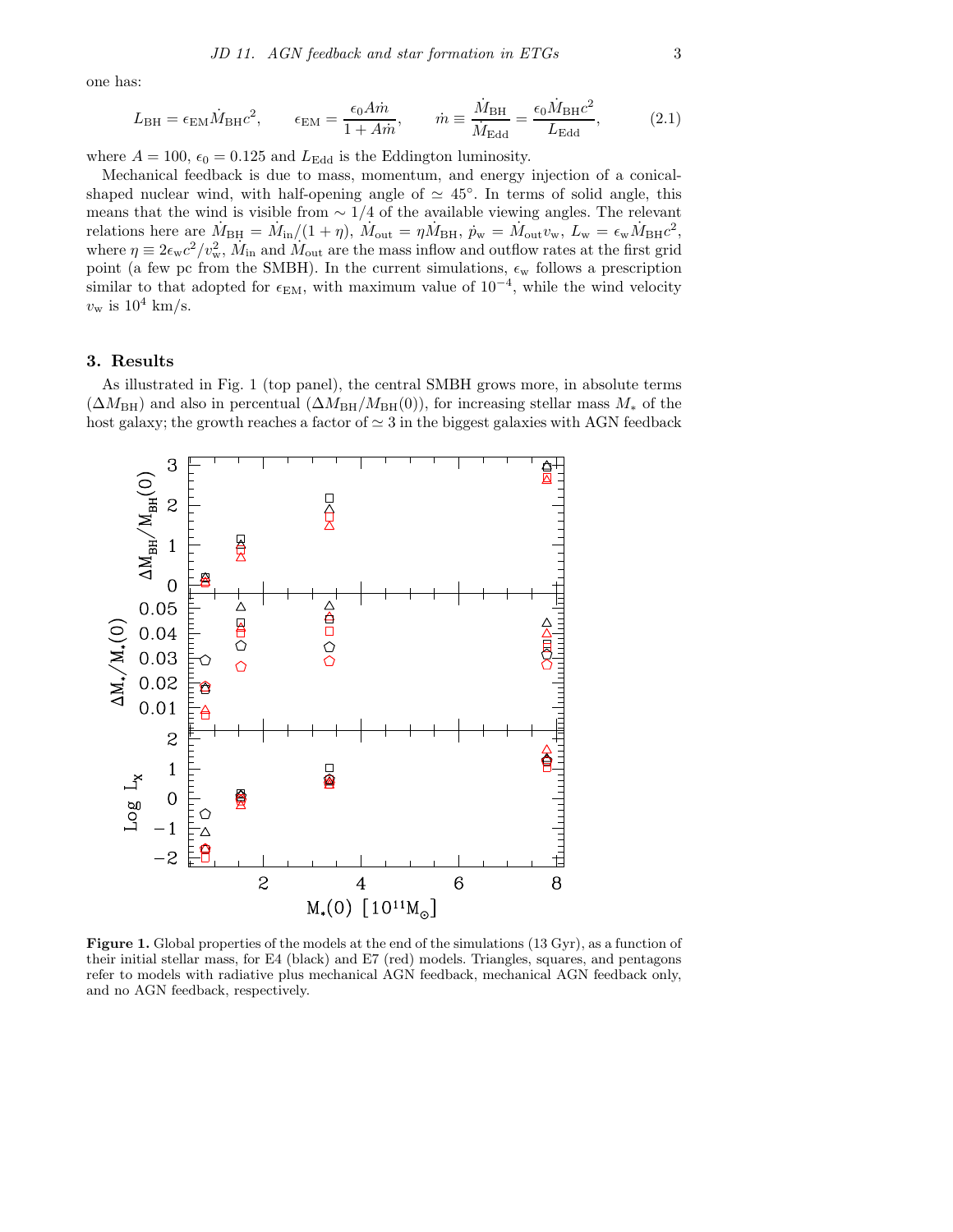one has:

$$L_{\rm BH} = \epsilon_{\rm EM}\dot{M}_{\rm BH}c^2, \qquad \epsilon_{\rm EM} = \frac{\epsilon_0 A\dot{m}}{1+A\dot{m}}, \qquad \dot{m} \equiv \frac{\dot{M}_{\rm BH}}{\dot{M}_{\rm Edd}} = \frac{\epsilon_0 \dot{M}_{\rm BH}c^2}{L_{\rm Edd}}, \tag{2.1}$$

where $A = 100$, $\epsilon_0 = 0.125$ and $L_{\rm Edd}$ is the Eddington luminosity.

Mechanical feedback is due to mass, momentum, and energy injection of a conical-shaped nuclear wind, with half-opening angle of $\simeq 45°$. In terms of solid angle, this means that the wind is visible from $\sim 1/4$ of the available viewing angles. The relevant relations here are $\dot{M}_{\rm BH} = \dot{M}_{\rm in}/(1+\eta)$, $\dot{M}_{\rm out} = \eta\dot{M}_{\rm BH}$, $\dot{p}_{\rm w} = \dot{M}_{\rm out}v_{\rm w}$, $L_{\rm w} = \epsilon_{\rm w}\dot{M}_{\rm BH}c^2$, where $\eta \equiv 2\epsilon_{\rm w}c^2/v_{\rm w}^2$, $\dot{M}_{\rm in}$ and $\dot{M}_{\rm out}$ are the mass inflow and outflow rates at the first grid point (a few pc from the SMBH). In the current simulations, $\epsilon_{\rm w}$ follows a prescription similar to that adopted for $\epsilon_{\rm EM}$, with maximum value of $10^{-4}$, while the wind velocity $v_{\rm w}$ is $10^4$ km/s.

## 3. Results

As illustrated in Fig. 1 (top panel), the central SMBH grows more, in absolute terms ($\Delta M_{\rm BH}$) and also in percentual ($\Delta M_{\rm BH}/M_{\rm BH}(0)$), for increasing stellar mass $M_*$ of the host galaxy; the growth reaches a factor of $\simeq 3$ in the biggest galaxies with AGN feedback

**Figure 1.** Global properties of the models at the end of the simulations (13 Gyr), as a function of their initial stellar mass, for E4 (black) and E7 (red) models. Triangles, squares, and pentagons refer to models with radiative plus mechanical AGN feedback, mechanical AGN feedback only, and no AGN feedback, respectively.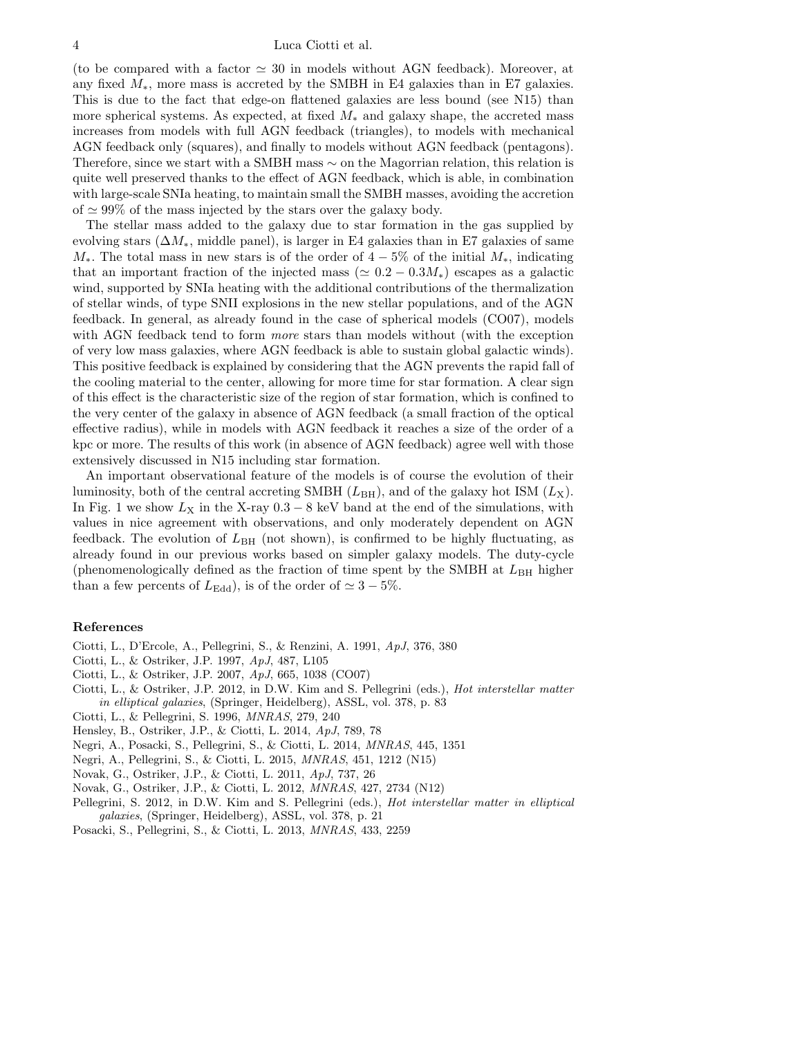(to be compared with a factor $\simeq 30$ in models without AGN feedback). Moreover, at any fixed $M_*$, more mass is accreted by the SMBH in E4 galaxies than in E7 galaxies. This is due to the fact that edge-on flattened galaxies are less bound (see N15) than more spherical systems. As expected, at fixed $M_*$ and galaxy shape, the accreted mass increases from models with full AGN feedback (triangles), to models with mechanical AGN feedback only (squares), and finally to models without AGN feedback (pentagons). Therefore, since we start with a SMBH mass $\sim$ on the Magorrian relation, this relation is quite well preserved thanks to the effect of AGN feedback, which is able, in combination with large-scale SNIa heating, to maintain small the SMBH masses, avoiding the accretion of $\simeq 99\%$ of the mass injected by the stars over the galaxy body.

The stellar mass added to the galaxy due to star formation in the gas supplied by evolving stars ($\Delta M_*$, middle panel), is larger in E4 galaxies than in E7 galaxies of same $M_*$. The total mass in new stars is of the order of $4-5\%$ of the initial $M_*$, indicating that an important fraction of the injected mass ($\simeq 0.2-0.3 M_*$) escapes as a galactic wind, supported by SNIa heating with the additional contributions of the thermalization of stellar winds, of type SNII explosions in the new stellar populations, and of the AGN feedback. In general, as already found in the case of spherical models (CO07), models with AGN feedback tend to form *more* stars than models without (with the exception of very low mass galaxies, where AGN feedback is able to sustain global galactic winds). This positive feedback is explained by considering that the AGN prevents the rapid fall of the cooling material to the center, allowing for more time for star formation. A clear sign of this effect is the characteristic size of the region of star formation, which is confined to the very center of the galaxy in absence of AGN feedback (a small fraction of the optical effective radius), while in models with AGN feedback it reaches a size of the order of a kpc or more. The results of this work (in absence of AGN feedback) agree well with those extensively discussed in N15 including star formation.

An important observational feature of the models is of course the evolution of their luminosity, both of the central accreting SMBH ($L_{\rm BH}$), and of the galaxy hot ISM ($L_{\rm X}$). In Fig. 1 we show $L_{\rm X}$ in the X-ray $0.3-8$ keV band at the end of the simulations, with values in nice agreement with observations, and only moderately dependent on AGN feedback. The evolution of $L_{\rm BH}$ (not shown), is confirmed to be highly fluctuating, as already found in our previous works based on simpler galaxy models. The duty-cycle (phenomenologically defined as the fraction of time spent by the SMBH at $L_{\rm BH}$ higher than a few percents of $L_{\rm Edd}$), is of the order of $\simeq 3-5\%$.

## References

Ciotti, L., D'Ercole, A., Pellegrini, S., & Renzini, A. 1991, *ApJ*, 376, 380

Ciotti, L., & Ostriker, J.P. 1997, *ApJ*, 487, L105

Ciotti, L., & Ostriker, J.P. 2007, *ApJ*, 665, 1038 (CO07)

Ciotti, L., & Ostriker, J.P. 2012, in D.W. Kim and S. Pellegrini (eds.), *Hot interstellar matter in elliptical galaxies*, (Springer, Heidelberg), ASSL, vol. 378, p. 83

Ciotti, L., & Pellegrini, S. 1996, *MNRAS*, 279, 240

Hensley, B., Ostriker, J.P., & Ciotti, L. 2014, *ApJ*, 789, 78

Negri, A., Posacki, S., Pellegrini, S., & Ciotti, L. 2014, *MNRAS*, 445, 1351

Negri, A., Pellegrini, S., & Ciotti, L. 2015, *MNRAS*, 451, 1212 (N15)

Novak, G., Ostriker, J.P., & Ciotti, L. 2011, *ApJ*, 737, 26

Novak, G., Ostriker, J.P., & Ciotti, L. 2012, *MNRAS*, 427, 2734 (N12)

Pellegrini, S. 2012, in D.W. Kim and S. Pellegrini (eds.), *Hot interstellar matter in elliptical galaxies*, (Springer, Heidelberg), ASSL, vol. 378, p. 21

Posacki, S., Pellegrini, S., & Ciotti, L. 2013, *MNRAS*, 433, 2259